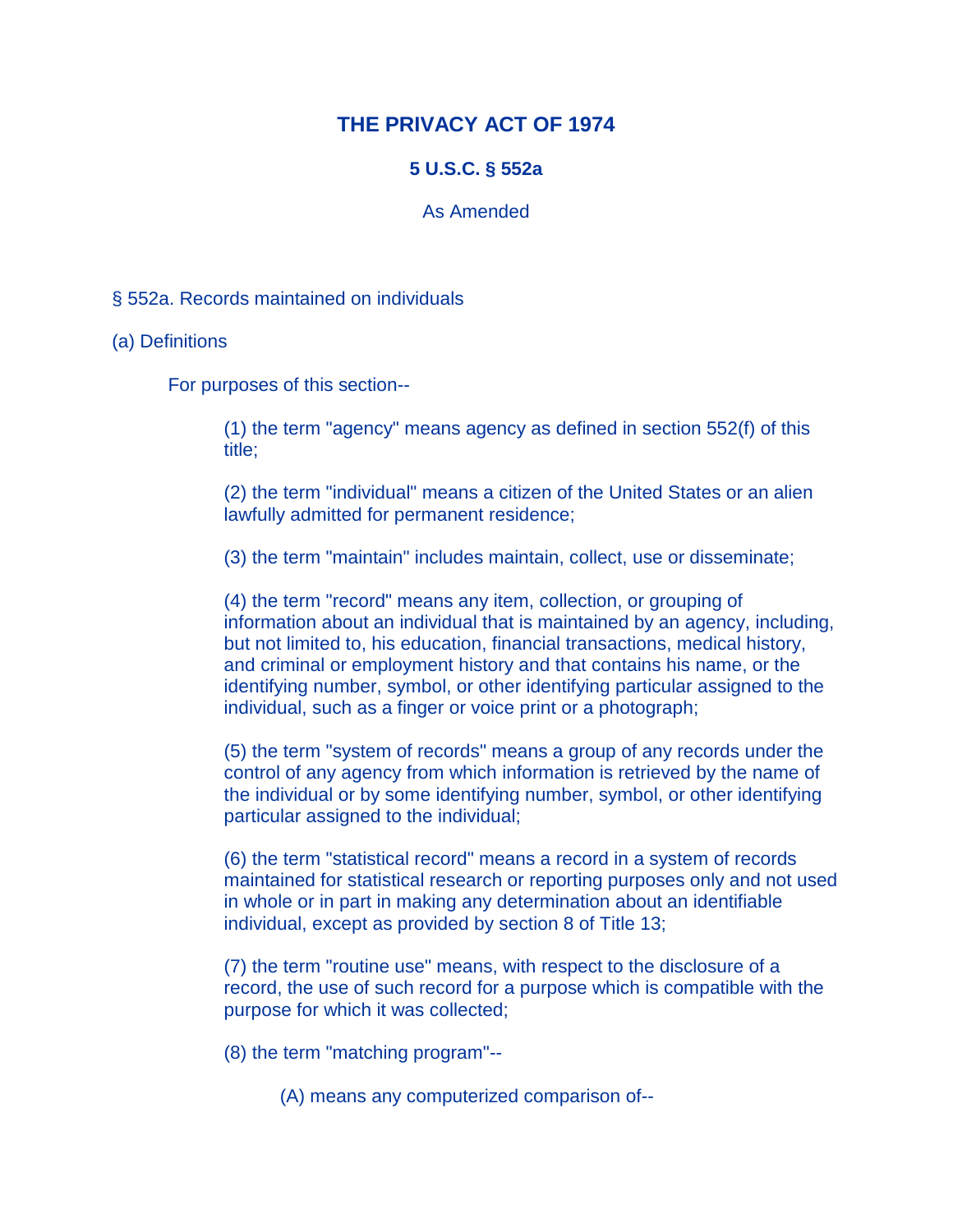# THE PRIVACY ACT OF 1974

## 5 U.S.C. § 552a

As Amended

§ 552a. Records maintained on individuals

(a) Definitions

For purposes of this section--

(1) the term "agency" means agency as defined in section 552(f) of this title;

(2) the term "individual" means a citizen of the United States or an alien lawfully admitted for permanent residence;

(3) the term "maintain" includes maintain, collect, use or disseminate;

(4) the term "record" means any item, collection, or grouping of information about an individual that is maintained by an agency, including, but not limited to, his education, financial transactions, medical history, and criminal or employment history and that contains his name, or the identifying number, symbol, or other identifying particular assigned to the individual, such as a finger or voice print or a photograph;

(5) the term "system of records" means a group of any records under the control of any agency from which information is retrieved by the name of the individual or by some identifying number, symbol, or other identifying particular assigned to the individual;

(6) the term "statistical record" means a record in a system of records maintained for statistical research or reporting purposes only and not used in whole or in part in making any determination about an identifiable individual, except as provided by section 8 of Title 13;

(7) the term "routine use" means, with respect to the disclosure of a record, the use of such record for a purpose which is compatible with the purpose for which it was collected;

(8) the term "matching program"--

(A) means any computerized comparison of--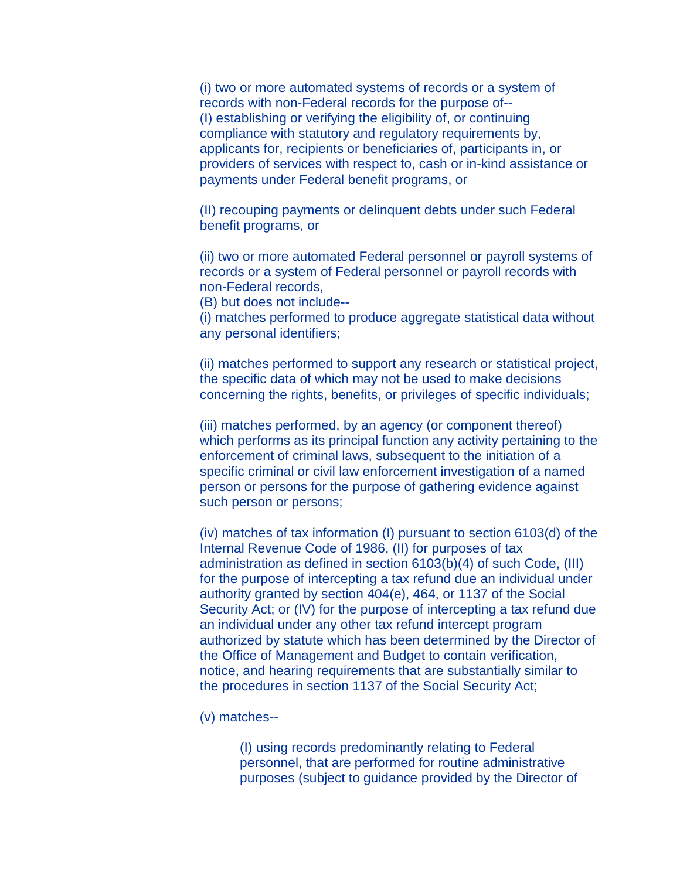(i) two or more automated systems of records or a system of records with non-Federal records for the purpose of--
(I) establishing or verifying the eligibility of, or continuing compliance with statutory and regulatory requirements by, applicants for, recipients or beneficiaries of, participants in, or providers of services with respect to, cash or in-kind assistance or payments under Federal benefit programs, or

(II) recouping payments or delinquent debts under such Federal benefit programs, or

(ii) two or more automated Federal personnel or payroll systems of records or a system of Federal personnel or payroll records with non-Federal records,
(B) but does not include--
(i) matches performed to produce aggregate statistical data without any personal identifiers;

(ii) matches performed to support any research or statistical project, the specific data of which may not be used to make decisions concerning the rights, benefits, or privileges of specific individuals;

(iii) matches performed, by an agency (or component thereof) which performs as its principal function any activity pertaining to the enforcement of criminal laws, subsequent to the initiation of a specific criminal or civil law enforcement investigation of a named person or persons for the purpose of gathering evidence against such person or persons;

(iv) matches of tax information (I) pursuant to section 6103(d) of the Internal Revenue Code of 1986, (II) for purposes of tax administration as defined in section 6103(b)(4) of such Code, (III) for the purpose of intercepting a tax refund due an individual under authority granted by section 404(e), 464, or 1137 of the Social Security Act; or (IV) for the purpose of intercepting a tax refund due an individual under any other tax refund intercept program authorized by statute which has been determined by the Director of the Office of Management and Budget to contain verification, notice, and hearing requirements that are substantially similar to the procedures in section 1137 of the Social Security Act;

(v) matches--

> (I) using records predominantly relating to Federal personnel, that are performed for routine administrative purposes (subject to guidance provided by the Director of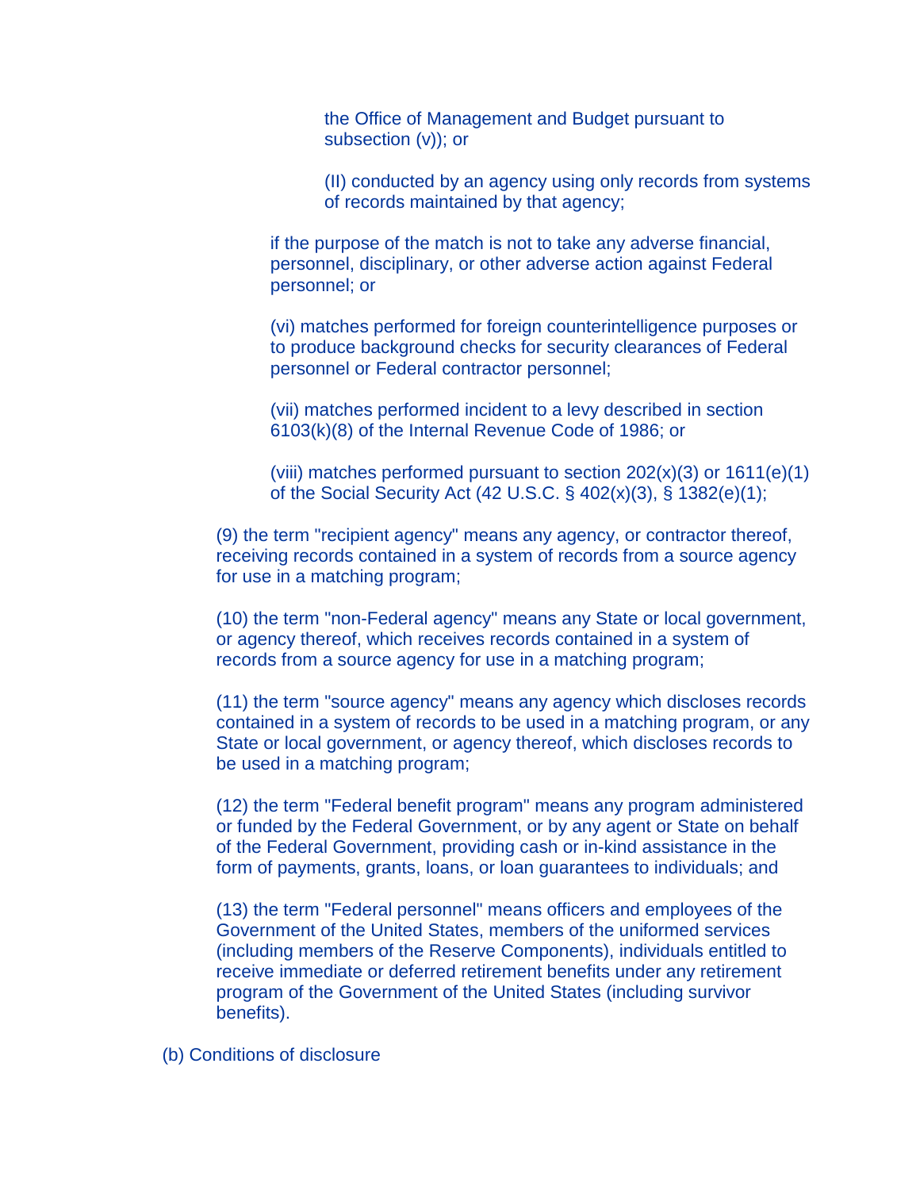the Office of Management and Budget pursuant to subsection (v)); or

(II) conducted by an agency using only records from systems of records maintained by that agency;

if the purpose of the match is not to take any adverse financial, personnel, disciplinary, or other adverse action against Federal personnel; or

(vi) matches performed for foreign counterintelligence purposes or to produce background checks for security clearances of Federal personnel or Federal contractor personnel;

(vii) matches performed incident to a levy described in section 6103(k)(8) of the Internal Revenue Code of 1986; or

(viii) matches performed pursuant to section 202(x)(3) or 1611(e)(1) of the Social Security Act (42 U.S.C. § 402(x)(3), § 1382(e)(1);

(9) the term "recipient agency" means any agency, or contractor thereof, receiving records contained in a system of records from a source agency for use in a matching program;

(10) the term "non-Federal agency" means any State or local government, or agency thereof, which receives records contained in a system of records from a source agency for use in a matching program;

(11) the term "source agency" means any agency which discloses records contained in a system of records to be used in a matching program, or any State or local government, or agency thereof, which discloses records to be used in a matching program;

(12) the term "Federal benefit program" means any program administered or funded by the Federal Government, or by any agent or State on behalf of the Federal Government, providing cash or in-kind assistance in the form of payments, grants, loans, or loan guarantees to individuals; and

(13) the term "Federal personnel" means officers and employees of the Government of the United States, members of the uniformed services (including members of the Reserve Components), individuals entitled to receive immediate or deferred retirement benefits under any retirement program of the Government of the United States (including survivor benefits).

(b) Conditions of disclosure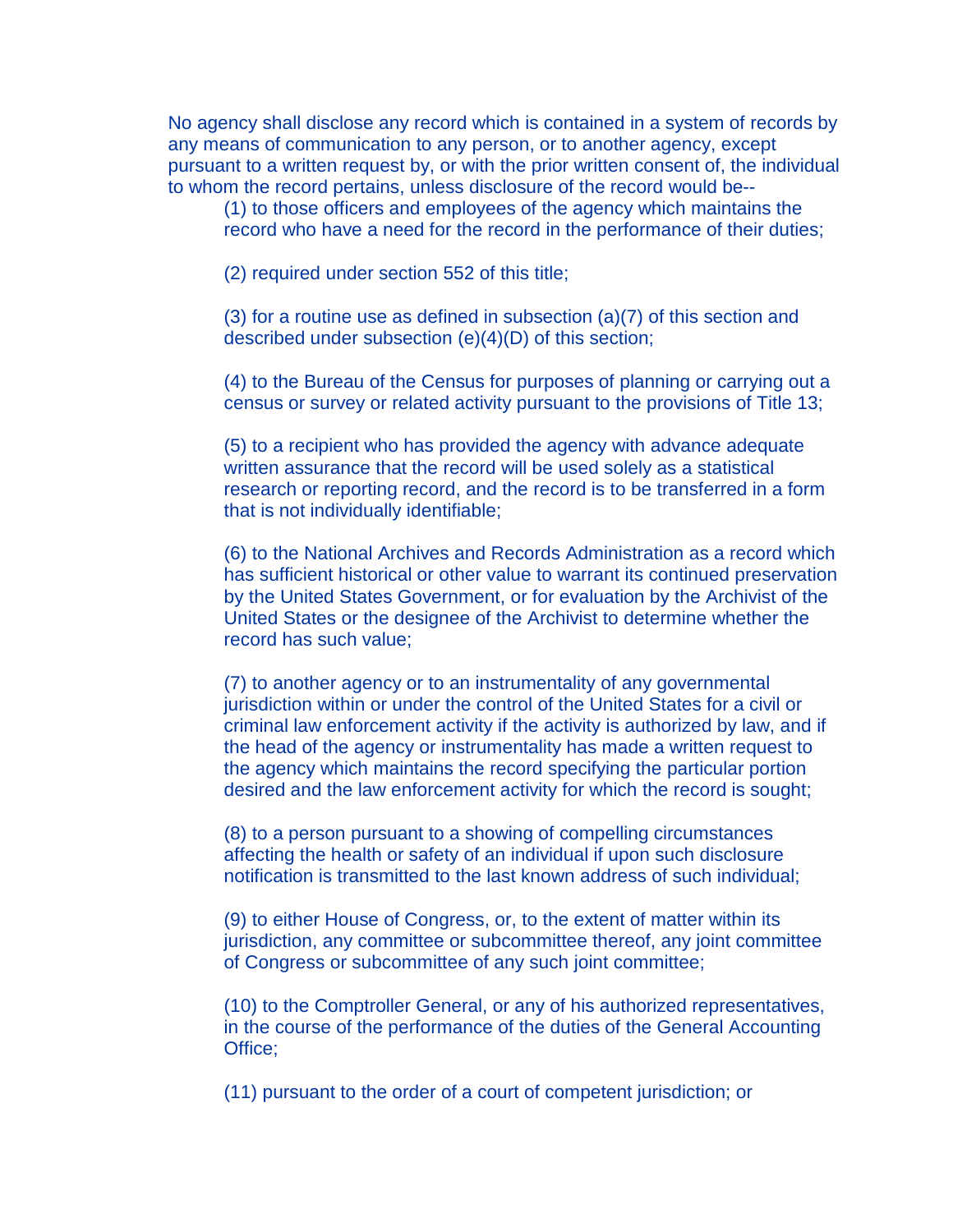No agency shall disclose any record which is contained in a system of records by any means of communication to any person, or to another agency, except pursuant to a written request by, or with the prior written consent of, the individual to whom the record pertains, unless disclosure of the record would be--

(1) to those officers and employees of the agency which maintains the record who have a need for the record in the performance of their duties;

(2) required under section 552 of this title;

(3) for a routine use as defined in subsection (a)(7) of this section and described under subsection (e)(4)(D) of this section;

(4) to the Bureau of the Census for purposes of planning or carrying out a census or survey or related activity pursuant to the provisions of Title 13;

(5) to a recipient who has provided the agency with advance adequate written assurance that the record will be used solely as a statistical research or reporting record, and the record is to be transferred in a form that is not individually identifiable;

(6) to the National Archives and Records Administration as a record which has sufficient historical or other value to warrant its continued preservation by the United States Government, or for evaluation by the Archivist of the United States or the designee of the Archivist to determine whether the record has such value;

(7) to another agency or to an instrumentality of any governmental jurisdiction within or under the control of the United States for a civil or criminal law enforcement activity if the activity is authorized by law, and if the head of the agency or instrumentality has made a written request to the agency which maintains the record specifying the particular portion desired and the law enforcement activity for which the record is sought;

(8) to a person pursuant to a showing of compelling circumstances affecting the health or safety of an individual if upon such disclosure notification is transmitted to the last known address of such individual;

(9) to either House of Congress, or, to the extent of matter within its jurisdiction, any committee or subcommittee thereof, any joint committee of Congress or subcommittee of any such joint committee;

(10) to the Comptroller General, or any of his authorized representatives, in the course of the performance of the duties of the General Accounting Office;

(11) pursuant to the order of a court of competent jurisdiction; or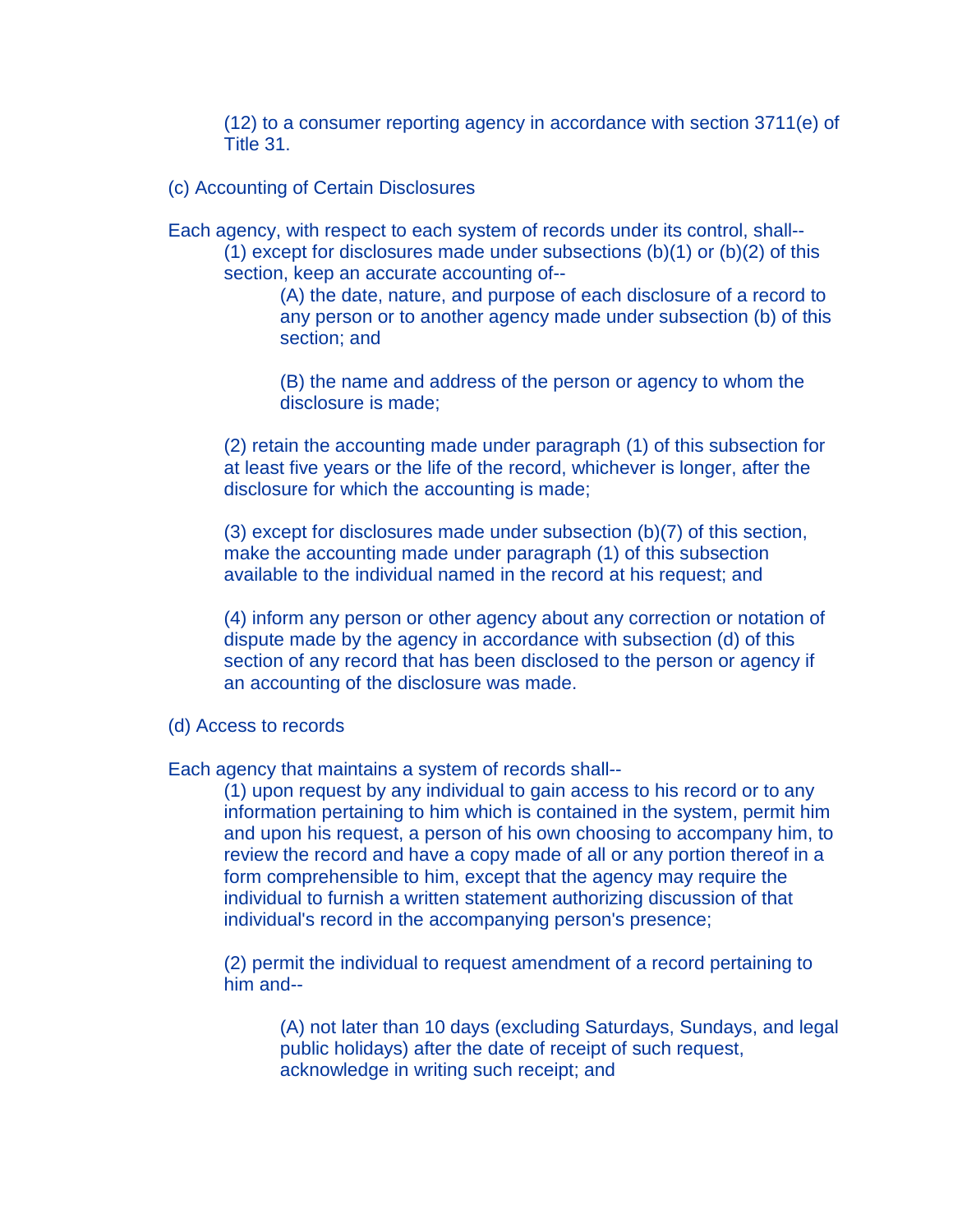(12) to a consumer reporting agency in accordance with section 3711(e) of Title 31.

(c) Accounting of Certain Disclosures

Each agency, with respect to each system of records under its control, shall--

(1) except for disclosures made under subsections (b)(1) or (b)(2) of this section, keep an accurate accounting of--

(A) the date, nature, and purpose of each disclosure of a record to any person or to another agency made under subsection (b) of this section; and

(B) the name and address of the person or agency to whom the disclosure is made;

(2) retain the accounting made under paragraph (1) of this subsection for at least five years or the life of the record, whichever is longer, after the disclosure for which the accounting is made;

(3) except for disclosures made under subsection (b)(7) of this section, make the accounting made under paragraph (1) of this subsection available to the individual named in the record at his request; and

(4) inform any person or other agency about any correction or notation of dispute made by the agency in accordance with subsection (d) of this section of any record that has been disclosed to the person or agency if an accounting of the disclosure was made.

(d) Access to records

Each agency that maintains a system of records shall--

(1) upon request by any individual to gain access to his record or to any information pertaining to him which is contained in the system, permit him and upon his request, a person of his own choosing to accompany him, to review the record and have a copy made of all or any portion thereof in a form comprehensible to him, except that the agency may require the individual to furnish a written statement authorizing discussion of that individual's record in the accompanying person's presence;

(2) permit the individual to request amendment of a record pertaining to him and--

(A) not later than 10 days (excluding Saturdays, Sundays, and legal public holidays) after the date of receipt of such request, acknowledge in writing such receipt; and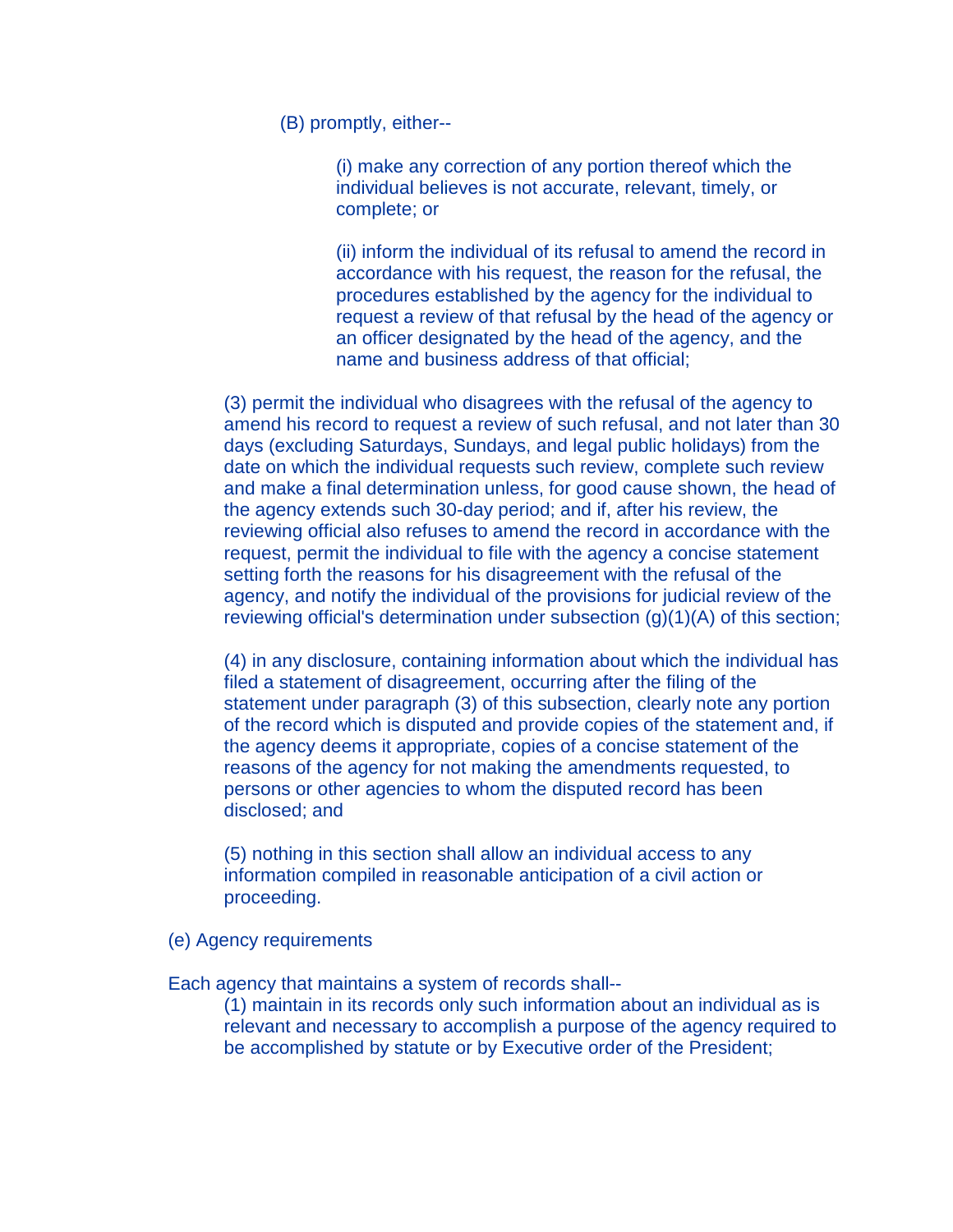(B) promptly, either--

(i) make any correction of any portion thereof which the individual believes is not accurate, relevant, timely, or complete; or

(ii) inform the individual of its refusal to amend the record in accordance with his request, the reason for the refusal, the procedures established by the agency for the individual to request a review of that refusal by the head of the agency or an officer designated by the head of the agency, and the name and business address of that official;

(3) permit the individual who disagrees with the refusal of the agency to amend his record to request a review of such refusal, and not later than 30 days (excluding Saturdays, Sundays, and legal public holidays) from the date on which the individual requests such review, complete such review and make a final determination unless, for good cause shown, the head of the agency extends such 30-day period; and if, after his review, the reviewing official also refuses to amend the record in accordance with the request, permit the individual to file with the agency a concise statement setting forth the reasons for his disagreement with the refusal of the agency, and notify the individual of the provisions for judicial review of the reviewing official's determination under subsection (g)(1)(A) of this section;

(4) in any disclosure, containing information about which the individual has filed a statement of disagreement, occurring after the filing of the statement under paragraph (3) of this subsection, clearly note any portion of the record which is disputed and provide copies of the statement and, if the agency deems it appropriate, copies of a concise statement of the reasons of the agency for not making the amendments requested, to persons or other agencies to whom the disputed record has been disclosed; and

(5) nothing in this section shall allow an individual access to any information compiled in reasonable anticipation of a civil action or proceeding.

(e) Agency requirements

Each agency that maintains a system of records shall--

(1) maintain in its records only such information about an individual as is relevant and necessary to accomplish a purpose of the agency required to be accomplished by statute or by Executive order of the President;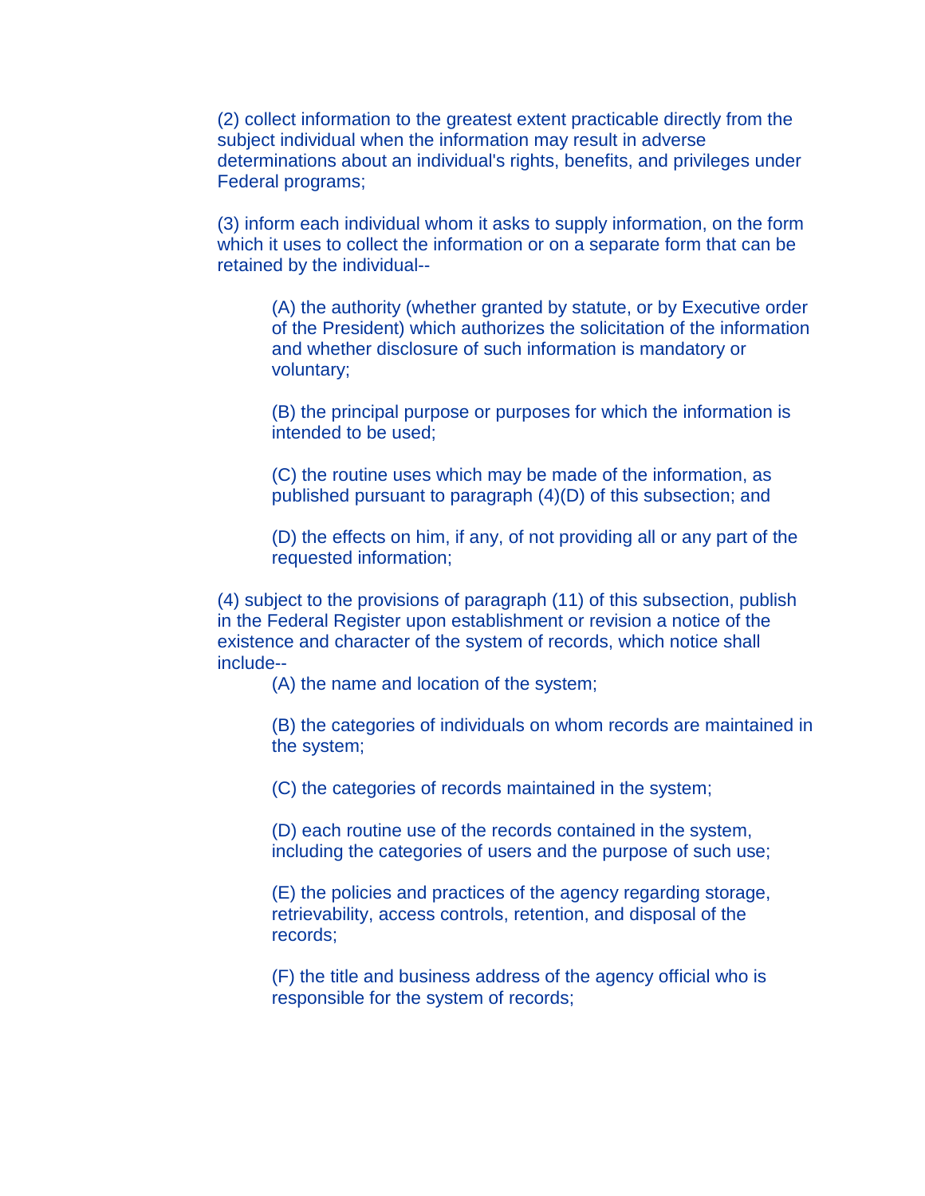(2) collect information to the greatest extent practicable directly from the subject individual when the information may result in adverse determinations about an individual's rights, benefits, and privileges under Federal programs;

(3) inform each individual whom it asks to supply information, on the form which it uses to collect the information or on a separate form that can be retained by the individual--

> (A) the authority (whether granted by statute, or by Executive order of the President) which authorizes the solicitation of the information and whether disclosure of such information is mandatory or voluntary;
>
> (B) the principal purpose or purposes for which the information is intended to be used;
>
> (C) the routine uses which may be made of the information, as published pursuant to paragraph (4)(D) of this subsection; and
>
> (D) the effects on him, if any, of not providing all or any part of the requested information;

(4) subject to the provisions of paragraph (11) of this subsection, publish in the Federal Register upon establishment or revision a notice of the existence and character of the system of records, which notice shall include--

> (A) the name and location of the system;
>
> (B) the categories of individuals on whom records are maintained in the system;
>
> (C) the categories of records maintained in the system;
>
> (D) each routine use of the records contained in the system, including the categories of users and the purpose of such use;
>
> (E) the policies and practices of the agency regarding storage, retrievability, access controls, retention, and disposal of the records;
>
> (F) the title and business address of the agency official who is responsible for the system of records;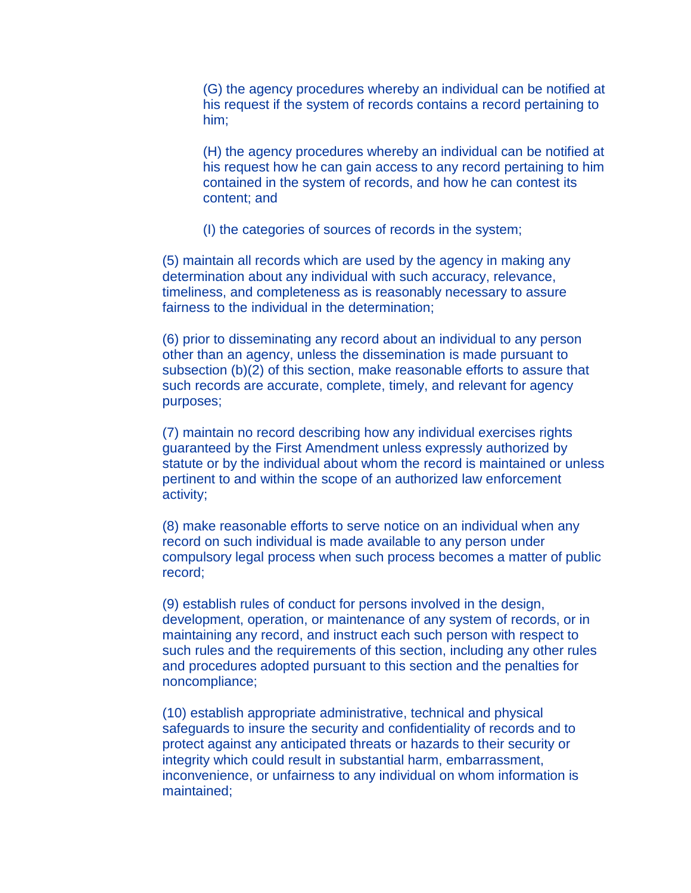(G) the agency procedures whereby an individual can be notified at his request if the system of records contains a record pertaining to him;

(H) the agency procedures whereby an individual can be notified at his request how he can gain access to any record pertaining to him contained in the system of records, and how he can contest its content; and

(I) the categories of sources of records in the system;

(5) maintain all records which are used by the agency in making any determination about any individual with such accuracy, relevance, timeliness, and completeness as is reasonably necessary to assure fairness to the individual in the determination;

(6) prior to disseminating any record about an individual to any person other than an agency, unless the dissemination is made pursuant to subsection (b)(2) of this section, make reasonable efforts to assure that such records are accurate, complete, timely, and relevant for agency purposes;

(7) maintain no record describing how any individual exercises rights guaranteed by the First Amendment unless expressly authorized by statute or by the individual about whom the record is maintained or unless pertinent to and within the scope of an authorized law enforcement activity;

(8) make reasonable efforts to serve notice on an individual when any record on such individual is made available to any person under compulsory legal process when such process becomes a matter of public record;

(9) establish rules of conduct for persons involved in the design, development, operation, or maintenance of any system of records, or in maintaining any record, and instruct each such person with respect to such rules and the requirements of this section, including any other rules and procedures adopted pursuant to this section and the penalties for noncompliance;

(10) establish appropriate administrative, technical and physical safeguards to insure the security and confidentiality of records and to protect against any anticipated threats or hazards to their security or integrity which could result in substantial harm, embarrassment, inconvenience, or unfairness to any individual on whom information is maintained;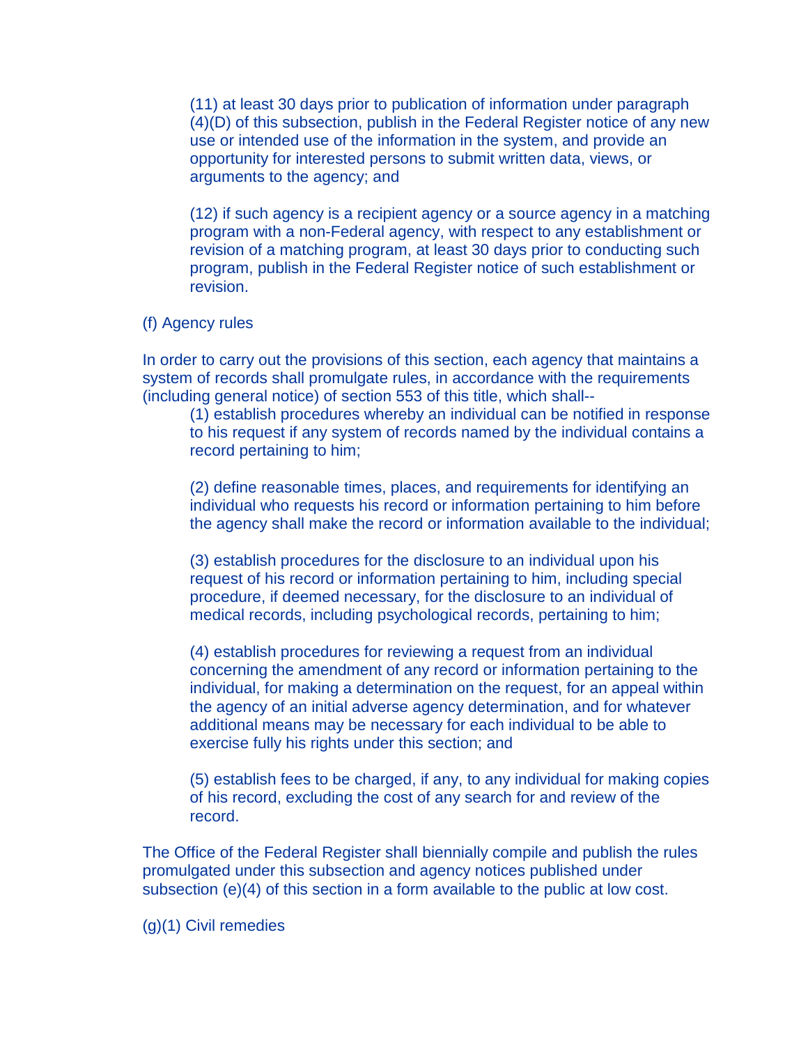(11) at least 30 days prior to publication of information under paragraph (4)(D) of this subsection, publish in the Federal Register notice of any new use or intended use of the information in the system, and provide an opportunity for interested persons to submit written data, views, or arguments to the agency; and

(12) if such agency is a recipient agency or a source agency in a matching program with a non-Federal agency, with respect to any establishment or revision of a matching program, at least 30 days prior to conducting such program, publish in the Federal Register notice of such establishment or revision.

(f) Agency rules

In order to carry out the provisions of this section, each agency that maintains a system of records shall promulgate rules, in accordance with the requirements (including general notice) of section 553 of this title, which shall--

(1) establish procedures whereby an individual can be notified in response to his request if any system of records named by the individual contains a record pertaining to him;

(2) define reasonable times, places, and requirements for identifying an individual who requests his record or information pertaining to him before the agency shall make the record or information available to the individual;

(3) establish procedures for the disclosure to an individual upon his request of his record or information pertaining to him, including special procedure, if deemed necessary, for the disclosure to an individual of medical records, including psychological records, pertaining to him;

(4) establish procedures for reviewing a request from an individual concerning the amendment of any record or information pertaining to the individual, for making a determination on the request, for an appeal within the agency of an initial adverse agency determination, and for whatever additional means may be necessary for each individual to be able to exercise fully his rights under this section; and

(5) establish fees to be charged, if any, to any individual for making copies of his record, excluding the cost of any search for and review of the record.

The Office of the Federal Register shall biennially compile and publish the rules promulgated under this subsection and agency notices published under subsection (e)(4) of this section in a form available to the public at low cost.

(g)(1) Civil remedies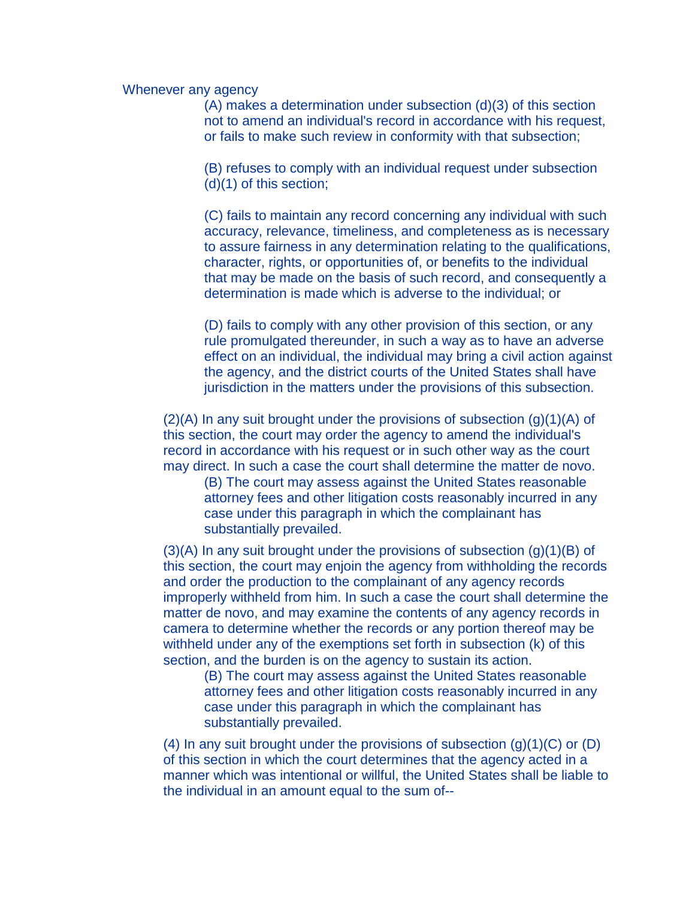Whenever any agency

(A) makes a determination under subsection (d)(3) of this section not to amend an individual's record in accordance with his request, or fails to make such review in conformity with that subsection;

(B) refuses to comply with an individual request under subsection (d)(1) of this section;

(C) fails to maintain any record concerning any individual with such accuracy, relevance, timeliness, and completeness as is necessary to assure fairness in any determination relating to the qualifications, character, rights, or opportunities of, or benefits to the individual that may be made on the basis of such record, and consequently a determination is made which is adverse to the individual; or

(D) fails to comply with any other provision of this section, or any rule promulgated thereunder, in such a way as to have an adverse effect on an individual, the individual may bring a civil action against the agency, and the district courts of the United States shall have jurisdiction in the matters under the provisions of this subsection.

(2)(A) In any suit brought under the provisions of subsection (g)(1)(A) of this section, the court may order the agency to amend the individual's record in accordance with his request or in such other way as the court may direct. In such a case the court shall determine the matter de novo.

(B) The court may assess against the United States reasonable attorney fees and other litigation costs reasonably incurred in any case under this paragraph in which the complainant has substantially prevailed.

(3)(A) In any suit brought under the provisions of subsection (g)(1)(B) of this section, the court may enjoin the agency from withholding the records and order the production to the complainant of any agency records improperly withheld from him. In such a case the court shall determine the matter de novo, and may examine the contents of any agency records in camera to determine whether the records or any portion thereof may be withheld under any of the exemptions set forth in subsection (k) of this section, and the burden is on the agency to sustain its action.

(B) The court may assess against the United States reasonable attorney fees and other litigation costs reasonably incurred in any case under this paragraph in which the complainant has substantially prevailed.

(4) In any suit brought under the provisions of subsection (g)(1)(C) or (D) of this section in which the court determines that the agency acted in a manner which was intentional or willful, the United States shall be liable to the individual in an amount equal to the sum of--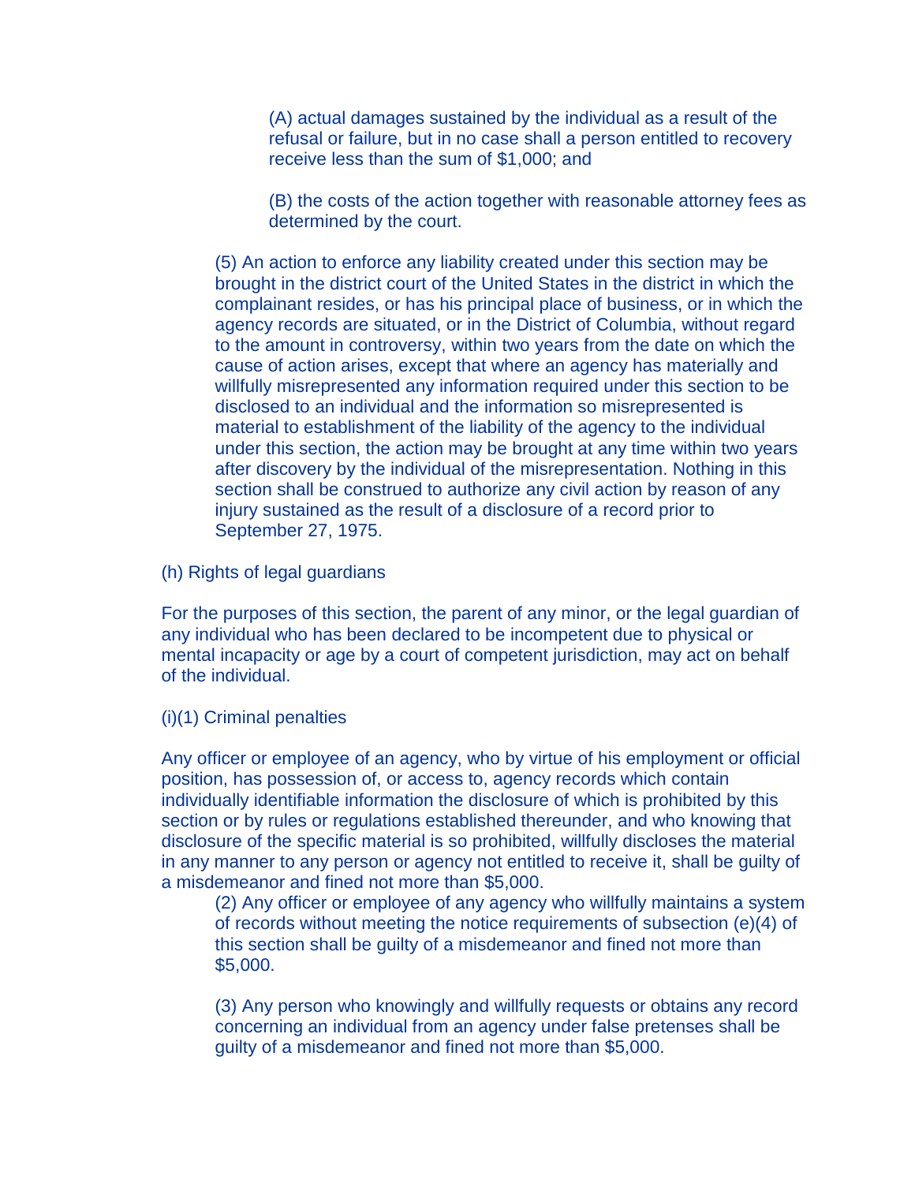(A) actual damages sustained by the individual as a result of the refusal or failure, but in no case shall a person entitled to recovery receive less than the sum of $1,000; and

(B) the costs of the action together with reasonable attorney fees as determined by the court.

(5) An action to enforce any liability created under this section may be brought in the district court of the United States in the district in which the complainant resides, or has his principal place of business, or in which the agency records are situated, or in the District of Columbia, without regard to the amount in controversy, within two years from the date on which the cause of action arises, except that where an agency has materially and willfully misrepresented any information required under this section to be disclosed to an individual and the information so misrepresented is material to establishment of the liability of the agency to the individual under this section, the action may be brought at any time within two years after discovery by the individual of the misrepresentation. Nothing in this section shall be construed to authorize any civil action by reason of any injury sustained as the result of a disclosure of a record prior to September 27, 1975.

(h) Rights of legal guardians

For the purposes of this section, the parent of any minor, or the legal guardian of any individual who has been declared to be incompetent due to physical or mental incapacity or age by a court of competent jurisdiction, may act on behalf of the individual.

(i)(1) Criminal penalties

Any officer or employee of an agency, who by virtue of his employment or official position, has possession of, or access to, agency records which contain individually identifiable information the disclosure of which is prohibited by this section or by rules or regulations established thereunder, and who knowing that disclosure of the specific material is so prohibited, willfully discloses the material in any manner to any person or agency not entitled to receive it, shall be guilty of a misdemeanor and fined not more than $5,000.

(2) Any officer or employee of any agency who willfully maintains a system of records without meeting the notice requirements of subsection (e)(4) of this section shall be guilty of a misdemeanor and fined not more than $5,000.

(3) Any person who knowingly and willfully requests or obtains any record concerning an individual from an agency under false pretenses shall be guilty of a misdemeanor and fined not more than $5,000.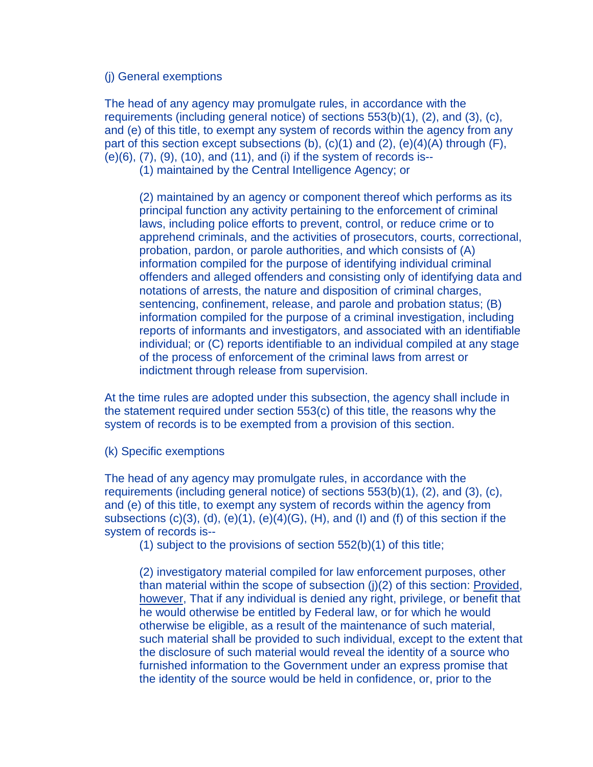(j) General exemptions

The head of any agency may promulgate rules, in accordance with the requirements (including general notice) of sections 553(b)(1), (2), and (3), (c), and (e) of this title, to exempt any system of records within the agency from any part of this section except subsections (b), (c)(1) and (2), (e)(4)(A) through (F), (e)(6), (7), (9), (10), and (11), and (i) if the system of records is--

> (1) maintained by the Central Intelligence Agency; or
>
> (2) maintained by an agency or component thereof which performs as its principal function any activity pertaining to the enforcement of criminal laws, including police efforts to prevent, control, or reduce crime or to apprehend criminals, and the activities of prosecutors, courts, correctional, probation, pardon, or parole authorities, and which consists of (A) information compiled for the purpose of identifying individual criminal offenders and alleged offenders and consisting only of identifying data and notations of arrests, the nature and disposition of criminal charges, sentencing, confinement, release, and parole and probation status; (B) information compiled for the purpose of a criminal investigation, including reports of informants and investigators, and associated with an identifiable individual; or (C) reports identifiable to an individual compiled at any stage of the process of enforcement of the criminal laws from arrest or indictment through release from supervision.

At the time rules are adopted under this subsection, the agency shall include in the statement required under section 553(c) of this title, the reasons why the system of records is to be exempted from a provision of this section.

(k) Specific exemptions

The head of any agency may promulgate rules, in accordance with the requirements (including general notice) of sections 553(b)(1), (2), and (3), (c), and (e) of this title, to exempt any system of records within the agency from subsections (c)(3), (d), (e)(1), (e)(4)(G), (H), and (I) and (f) of this section if the system of records is--

> (1) subject to the provisions of section 552(b)(1) of this title;
>
> (2) investigatory material compiled for law enforcement purposes, other than material within the scope of subsection (j)(2) of this section: Provided, however, That if any individual is denied any right, privilege, or benefit that he would otherwise be entitled by Federal law, or for which he would otherwise be eligible, as a result of the maintenance of such material, such material shall be provided to such individual, except to the extent that the disclosure of such material would reveal the identity of a source who furnished information to the Government under an express promise that the identity of the source would be held in confidence, or, prior to the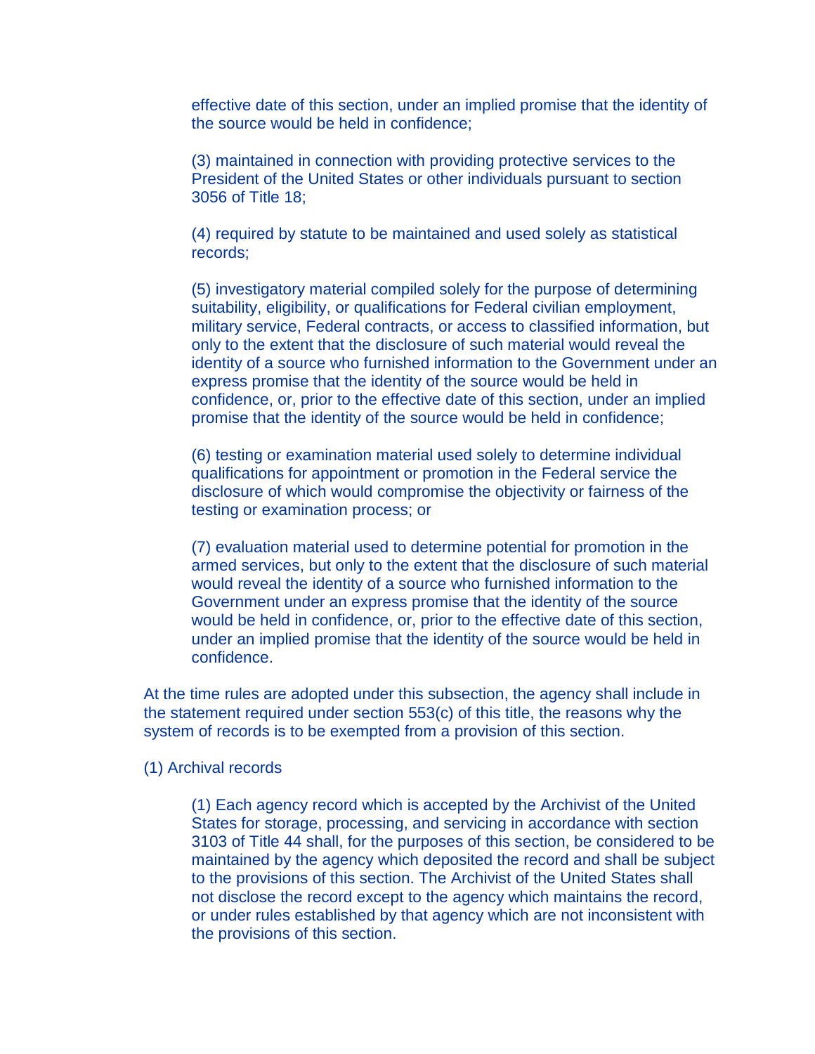effective date of this section, under an implied promise that the identity of the source would be held in confidence;

(3) maintained in connection with providing protective services to the President of the United States or other individuals pursuant to section 3056 of Title 18;

(4) required by statute to be maintained and used solely as statistical records;

(5) investigatory material compiled solely for the purpose of determining suitability, eligibility, or qualifications for Federal civilian employment, military service, Federal contracts, or access to classified information, but only to the extent that the disclosure of such material would reveal the identity of a source who furnished information to the Government under an express promise that the identity of the source would be held in confidence, or, prior to the effective date of this section, under an implied promise that the identity of the source would be held in confidence;

(6) testing or examination material used solely to determine individual qualifications for appointment or promotion in the Federal service the disclosure of which would compromise the objectivity or fairness of the testing or examination process; or

(7) evaluation material used to determine potential for promotion in the armed services, but only to the extent that the disclosure of such material would reveal the identity of a source who furnished information to the Government under an express promise that the identity of the source would be held in confidence, or, prior to the effective date of this section, under an implied promise that the identity of the source would be held in confidence.

At the time rules are adopted under this subsection, the agency shall include in the statement required under section 553(c) of this title, the reasons why the system of records is to be exempted from a provision of this section.

(1) Archival records

(1) Each agency record which is accepted by the Archivist of the United States for storage, processing, and servicing in accordance with section 3103 of Title 44 shall, for the purposes of this section, be considered to be maintained by the agency which deposited the record and shall be subject to the provisions of this section. The Archivist of the United States shall not disclose the record except to the agency which maintains the record, or under rules established by that agency which are not inconsistent with the provisions of this section.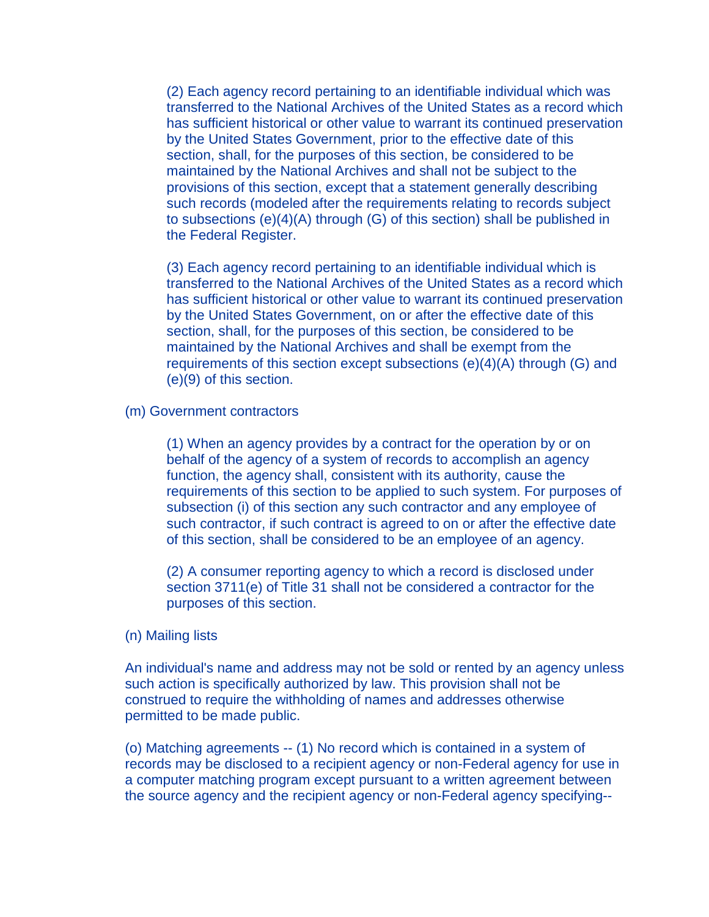(2) Each agency record pertaining to an identifiable individual which was transferred to the National Archives of the United States as a record which has sufficient historical or other value to warrant its continued preservation by the United States Government, prior to the effective date of this section, shall, for the purposes of this section, be considered to be maintained by the National Archives and shall not be subject to the provisions of this section, except that a statement generally describing such records (modeled after the requirements relating to records subject to subsections (e)(4)(A) through (G) of this section) shall be published in the Federal Register.

(3) Each agency record pertaining to an identifiable individual which is transferred to the National Archives of the United States as a record which has sufficient historical or other value to warrant its continued preservation by the United States Government, on or after the effective date of this section, shall, for the purposes of this section, be considered to be maintained by the National Archives and shall be exempt from the requirements of this section except subsections (e)(4)(A) through (G) and (e)(9) of this section.

(m) Government contractors

(1) When an agency provides by a contract for the operation by or on behalf of the agency of a system of records to accomplish an agency function, the agency shall, consistent with its authority, cause the requirements of this section to be applied to such system. For purposes of subsection (i) of this section any such contractor and any employee of such contractor, if such contract is agreed to on or after the effective date of this section, shall be considered to be an employee of an agency.

(2) A consumer reporting agency to which a record is disclosed under section 3711(e) of Title 31 shall not be considered a contractor for the purposes of this section.

(n) Mailing lists

An individual's name and address may not be sold or rented by an agency unless such action is specifically authorized by law. This provision shall not be construed to require the withholding of names and addresses otherwise permitted to be made public.

(o) Matching agreements -- (1) No record which is contained in a system of records may be disclosed to a recipient agency or non-Federal agency for use in a computer matching program except pursuant to a written agreement between the source agency and the recipient agency or non-Federal agency specifying--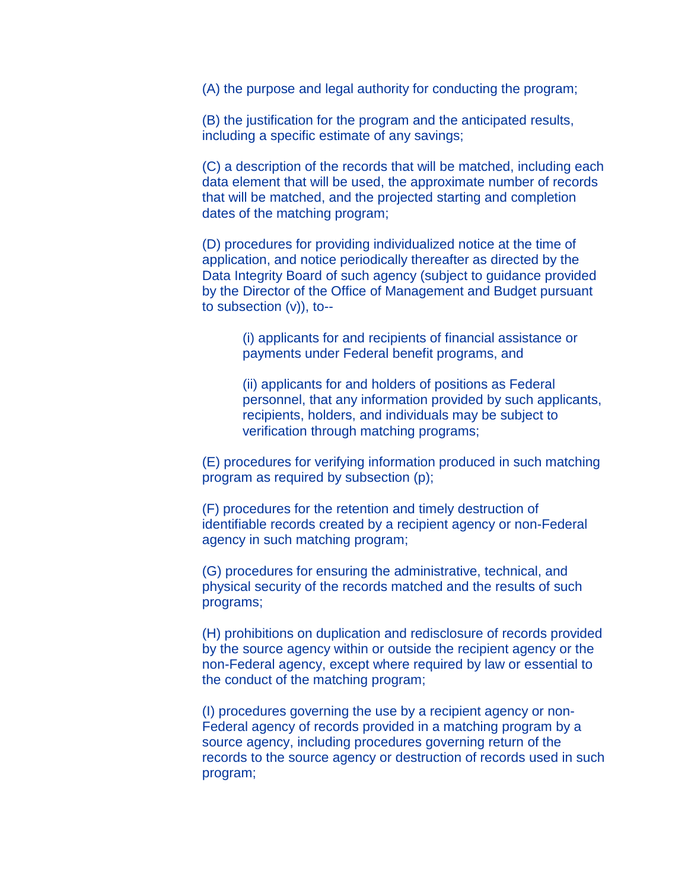(A) the purpose and legal authority for conducting the program;

(B) the justification for the program and the anticipated results, including a specific estimate of any savings;

(C) a description of the records that will be matched, including each data element that will be used, the approximate number of records that will be matched, and the projected starting and completion dates of the matching program;

(D) procedures for providing individualized notice at the time of application, and notice periodically thereafter as directed by the Data Integrity Board of such agency (subject to guidance provided by the Director of the Office of Management and Budget pursuant to subsection (v)), to--

> (i) applicants for and recipients of financial assistance or payments under Federal benefit programs, and
>
> (ii) applicants for and holders of positions as Federal personnel, that any information provided by such applicants, recipients, holders, and individuals may be subject to verification through matching programs;

(E) procedures for verifying information produced in such matching program as required by subsection (p);

(F) procedures for the retention and timely destruction of identifiable records created by a recipient agency or non-Federal agency in such matching program;

(G) procedures for ensuring the administrative, technical, and physical security of the records matched and the results of such programs;

(H) prohibitions on duplication and redisclosure of records provided by the source agency within or outside the recipient agency or the non-Federal agency, except where required by law or essential to the conduct of the matching program;

(I) procedures governing the use by a recipient agency or non-Federal agency of records provided in a matching program by a source agency, including procedures governing return of the records to the source agency or destruction of records used in such program;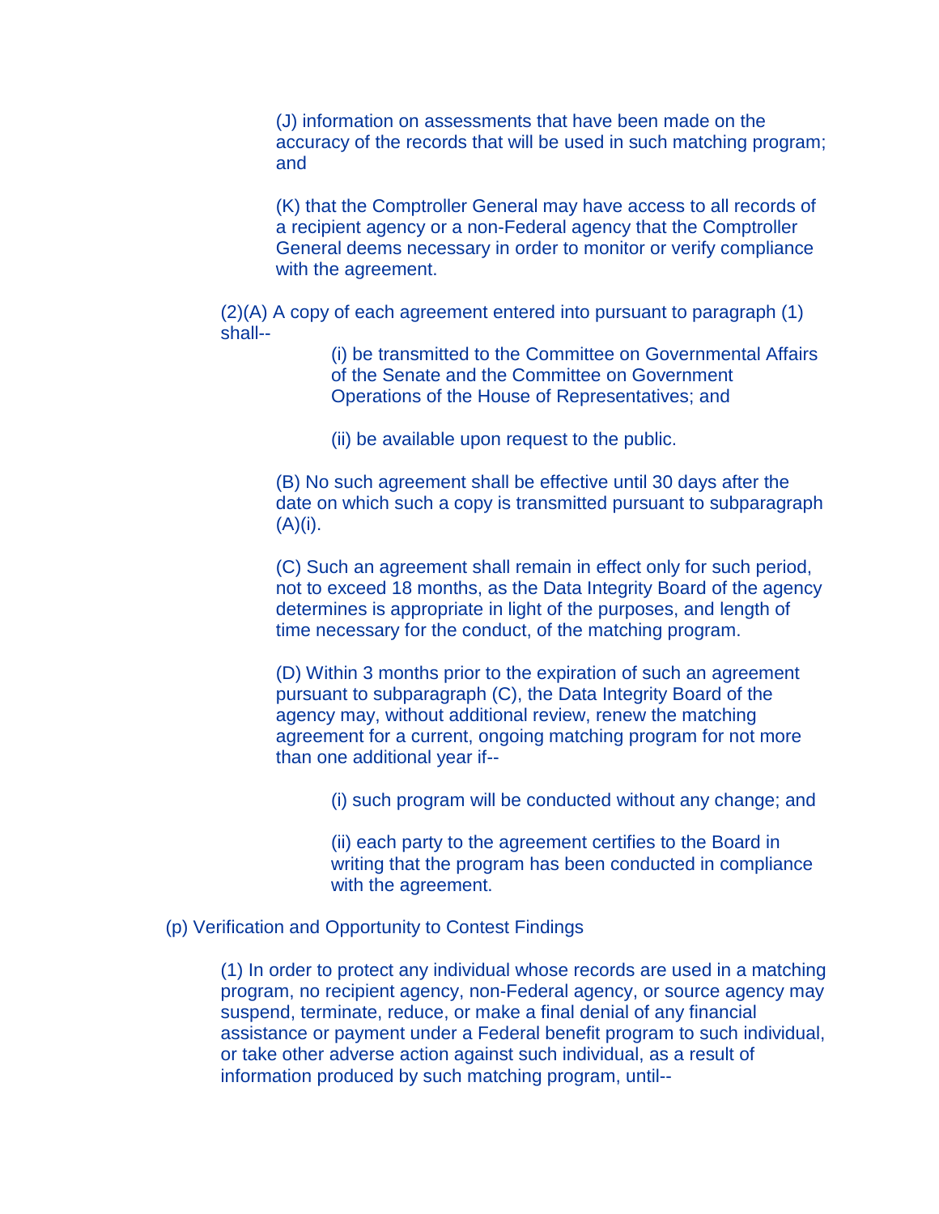(J) information on assessments that have been made on the accuracy of the records that will be used in such matching program; and

(K) that the Comptroller General may have access to all records of a recipient agency or a non-Federal agency that the Comptroller General deems necessary in order to monitor or verify compliance with the agreement.

(2)(A) A copy of each agreement entered into pursuant to paragraph (1) shall--

(i) be transmitted to the Committee on Governmental Affairs of the Senate and the Committee on Government Operations of the House of Representatives; and

(ii) be available upon request to the public.

(B) No such agreement shall be effective until 30 days after the date on which such a copy is transmitted pursuant to subparagraph (A)(i).

(C) Such an agreement shall remain in effect only for such period, not to exceed 18 months, as the Data Integrity Board of the agency determines is appropriate in light of the purposes, and length of time necessary for the conduct, of the matching program.

(D) Within 3 months prior to the expiration of such an agreement pursuant to subparagraph (C), the Data Integrity Board of the agency may, without additional review, renew the matching agreement for a current, ongoing matching program for not more than one additional year if--

(i) such program will be conducted without any change; and

(ii) each party to the agreement certifies to the Board in writing that the program has been conducted in compliance with the agreement.

(p) Verification and Opportunity to Contest Findings

(1) In order to protect any individual whose records are used in a matching program, no recipient agency, non-Federal agency, or source agency may suspend, terminate, reduce, or make a final denial of any financial assistance or payment under a Federal benefit program to such individual, or take other adverse action against such individual, as a result of information produced by such matching program, until--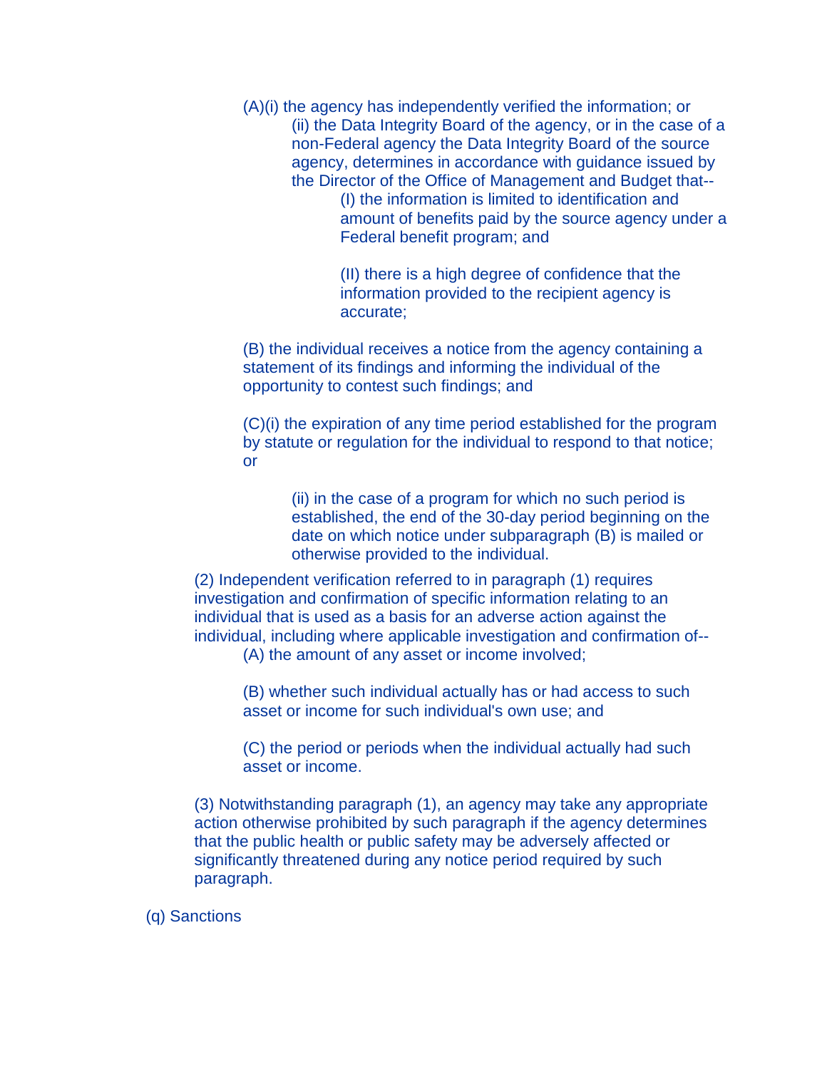(A)(i) the agency has independently verified the information; or

(ii) the Data Integrity Board of the agency, or in the case of a non-Federal agency the Data Integrity Board of the source agency, determines in accordance with guidance issued by the Director of the Office of Management and Budget that--

(I) the information is limited to identification and amount of benefits paid by the source agency under a Federal benefit program; and

(II) there is a high degree of confidence that the information provided to the recipient agency is accurate;

(B) the individual receives a notice from the agency containing a statement of its findings and informing the individual of the opportunity to contest such findings; and

(C)(i) the expiration of any time period established for the program by statute or regulation for the individual to respond to that notice; or

(ii) in the case of a program for which no such period is established, the end of the 30-day period beginning on the date on which notice under subparagraph (B) is mailed or otherwise provided to the individual.

(2) Independent verification referred to in paragraph (1) requires investigation and confirmation of specific information relating to an individual that is used as a basis for an adverse action against the individual, including where applicable investigation and confirmation of--

(A) the amount of any asset or income involved;

(B) whether such individual actually has or had access to such asset or income for such individual's own use; and

(C) the period or periods when the individual actually had such asset or income.

(3) Notwithstanding paragraph (1), an agency may take any appropriate action otherwise prohibited by such paragraph if the agency determines that the public health or public safety may be adversely affected or significantly threatened during any notice period required by such paragraph.

(q) Sanctions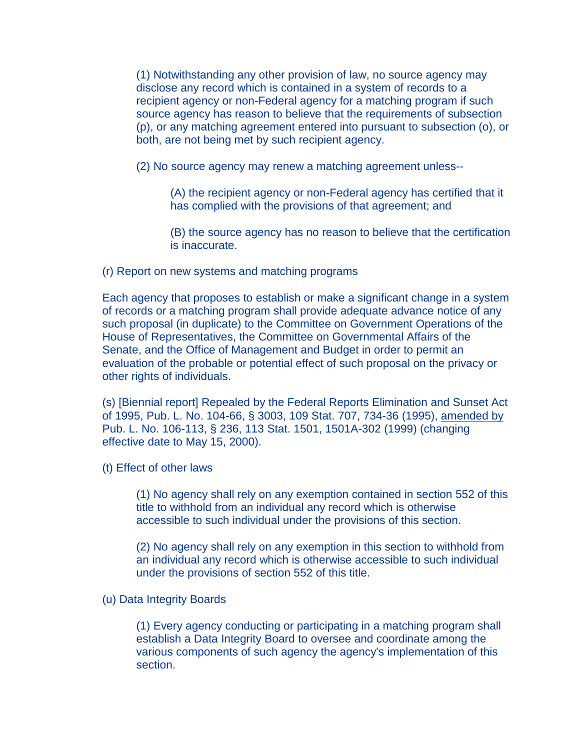(1) Notwithstanding any other provision of law, no source agency may disclose any record which is contained in a system of records to a recipient agency or non-Federal agency for a matching program if such source agency has reason to believe that the requirements of subsection (p), or any matching agreement entered into pursuant to subsection (o), or both, are not being met by such recipient agency.

(2) No source agency may renew a matching agreement unless--

(A) the recipient agency or non-Federal agency has certified that it has complied with the provisions of that agreement; and

(B) the source agency has no reason to believe that the certification is inaccurate.

(r) Report on new systems and matching programs

Each agency that proposes to establish or make a significant change in a system of records or a matching program shall provide adequate advance notice of any such proposal (in duplicate) to the Committee on Government Operations of the House of Representatives, the Committee on Governmental Affairs of the Senate, and the Office of Management and Budget in order to permit an evaluation of the probable or potential effect of such proposal on the privacy or other rights of individuals.

(s) [Biennial report] Repealed by the Federal Reports Elimination and Sunset Act of 1995, Pub. L. No. 104-66, § 3003, 109 Stat. 707, 734-36 (1995), amended by Pub. L. No. 106-113, § 236, 113 Stat. 1501, 1501A-302 (1999) (changing effective date to May 15, 2000).

(t) Effect of other laws

(1) No agency shall rely on any exemption contained in section 552 of this title to withhold from an individual any record which is otherwise accessible to such individual under the provisions of this section.

(2) No agency shall rely on any exemption in this section to withhold from an individual any record which is otherwise accessible to such individual under the provisions of section 552 of this title.

(u) Data Integrity Boards

(1) Every agency conducting or participating in a matching program shall establish a Data Integrity Board to oversee and coordinate among the various components of such agency the agency's implementation of this section.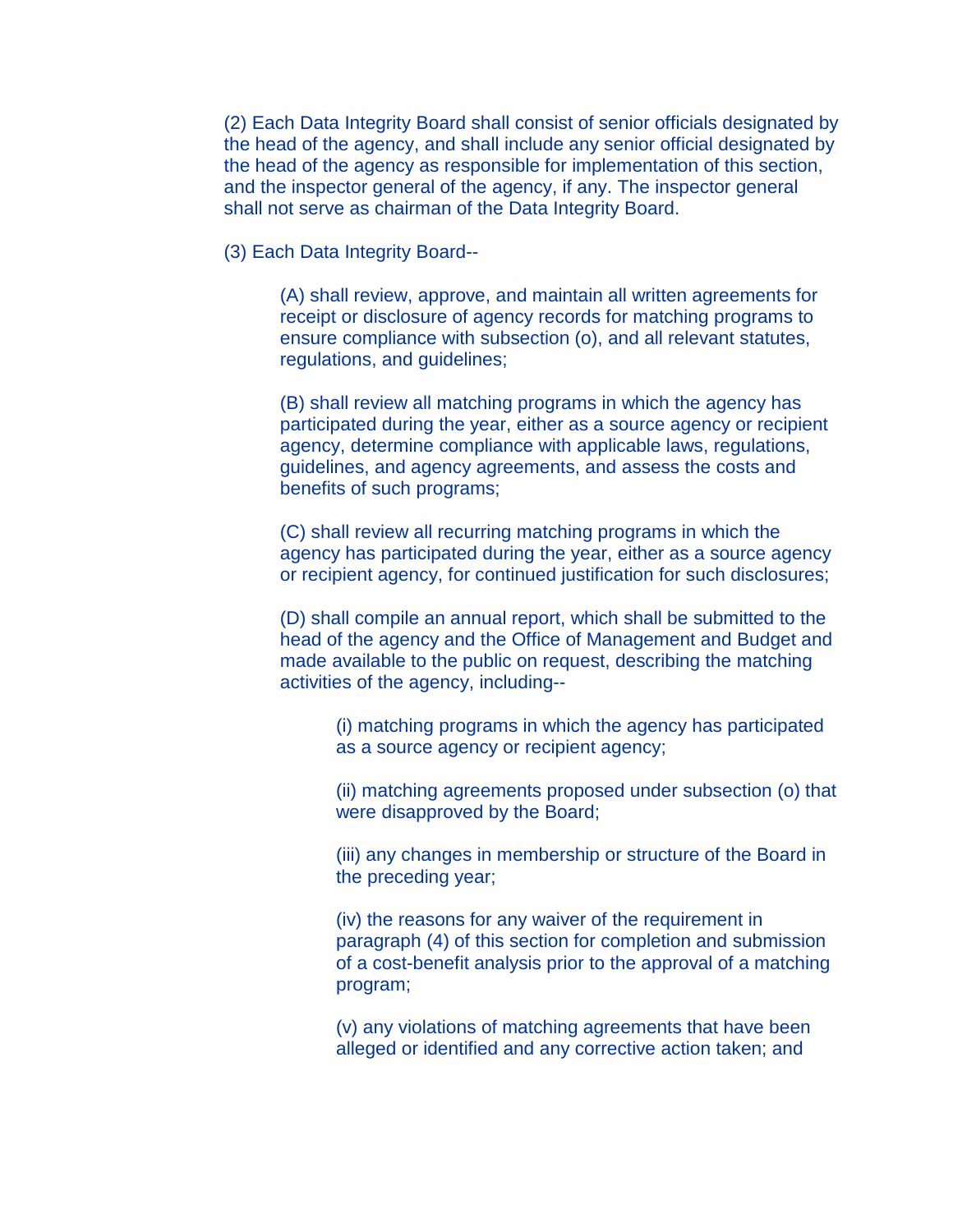(2) Each Data Integrity Board shall consist of senior officials designated by the head of the agency, and shall include any senior official designated by the head of the agency as responsible for implementation of this section, and the inspector general of the agency, if any. The inspector general shall not serve as chairman of the Data Integrity Board.

(3) Each Data Integrity Board--

> (A) shall review, approve, and maintain all written agreements for receipt or disclosure of agency records for matching programs to ensure compliance with subsection (o), and all relevant statutes, regulations, and guidelines;
>
> (B) shall review all matching programs in which the agency has participated during the year, either as a source agency or recipient agency, determine compliance with applicable laws, regulations, guidelines, and agency agreements, and assess the costs and benefits of such programs;
>
> (C) shall review all recurring matching programs in which the agency has participated during the year, either as a source agency or recipient agency, for continued justification for such disclosures;
>
> (D) shall compile an annual report, which shall be submitted to the head of the agency and the Office of Management and Budget and made available to the public on request, describing the matching activities of the agency, including--
>
> > (i) matching programs in which the agency has participated as a source agency or recipient agency;
> >
> > (ii) matching agreements proposed under subsection (o) that were disapproved by the Board;
> >
> > (iii) any changes in membership or structure of the Board in the preceding year;
> >
> > (iv) the reasons for any waiver of the requirement in paragraph (4) of this section for completion and submission of a cost-benefit analysis prior to the approval of a matching program;
> >
> > (v) any violations of matching agreements that have been alleged or identified and any corrective action taken; and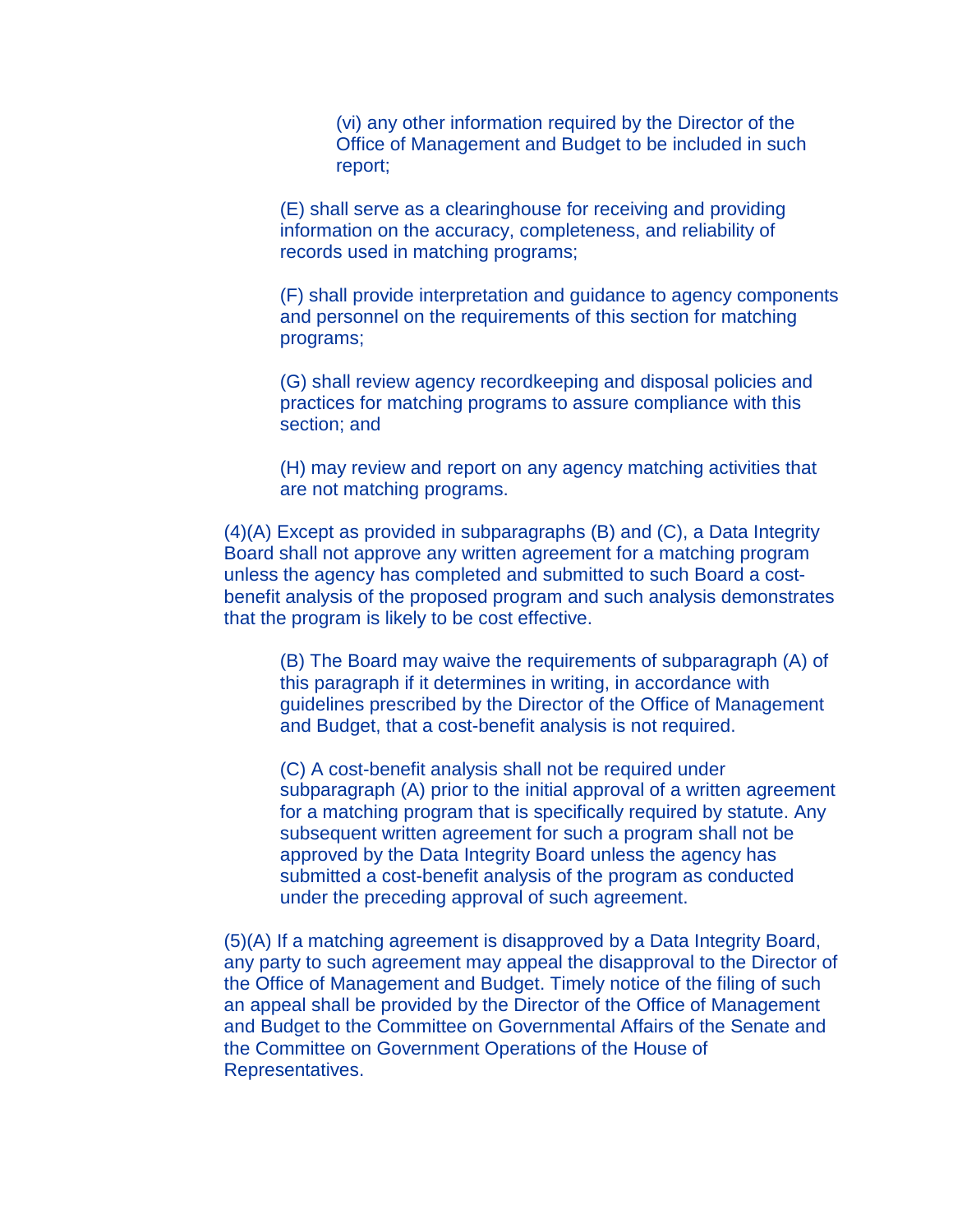(vi) any other information required by the Director of the Office of Management and Budget to be included in such report;

(E) shall serve as a clearinghouse for receiving and providing information on the accuracy, completeness, and reliability of records used in matching programs;

(F) shall provide interpretation and guidance to agency components and personnel on the requirements of this section for matching programs;

(G) shall review agency recordkeeping and disposal policies and practices for matching programs to assure compliance with this section; and

(H) may review and report on any agency matching activities that are not matching programs.

(4)(A) Except as provided in subparagraphs (B) and (C), a Data Integrity Board shall not approve any written agreement for a matching program unless the agency has completed and submitted to such Board a cost-benefit analysis of the proposed program and such analysis demonstrates that the program is likely to be cost effective.

(B) The Board may waive the requirements of subparagraph (A) of this paragraph if it determines in writing, in accordance with guidelines prescribed by the Director of the Office of Management and Budget, that a cost-benefit analysis is not required.

(C) A cost-benefit analysis shall not be required under subparagraph (A) prior to the initial approval of a written agreement for a matching program that is specifically required by statute. Any subsequent written agreement for such a program shall not be approved by the Data Integrity Board unless the agency has submitted a cost-benefit analysis of the program as conducted under the preceding approval of such agreement.

(5)(A) If a matching agreement is disapproved by a Data Integrity Board, any party to such agreement may appeal the disapproval to the Director of the Office of Management and Budget. Timely notice of the filing of such an appeal shall be provided by the Director of the Office of Management and Budget to the Committee on Governmental Affairs of the Senate and the Committee on Government Operations of the House of Representatives.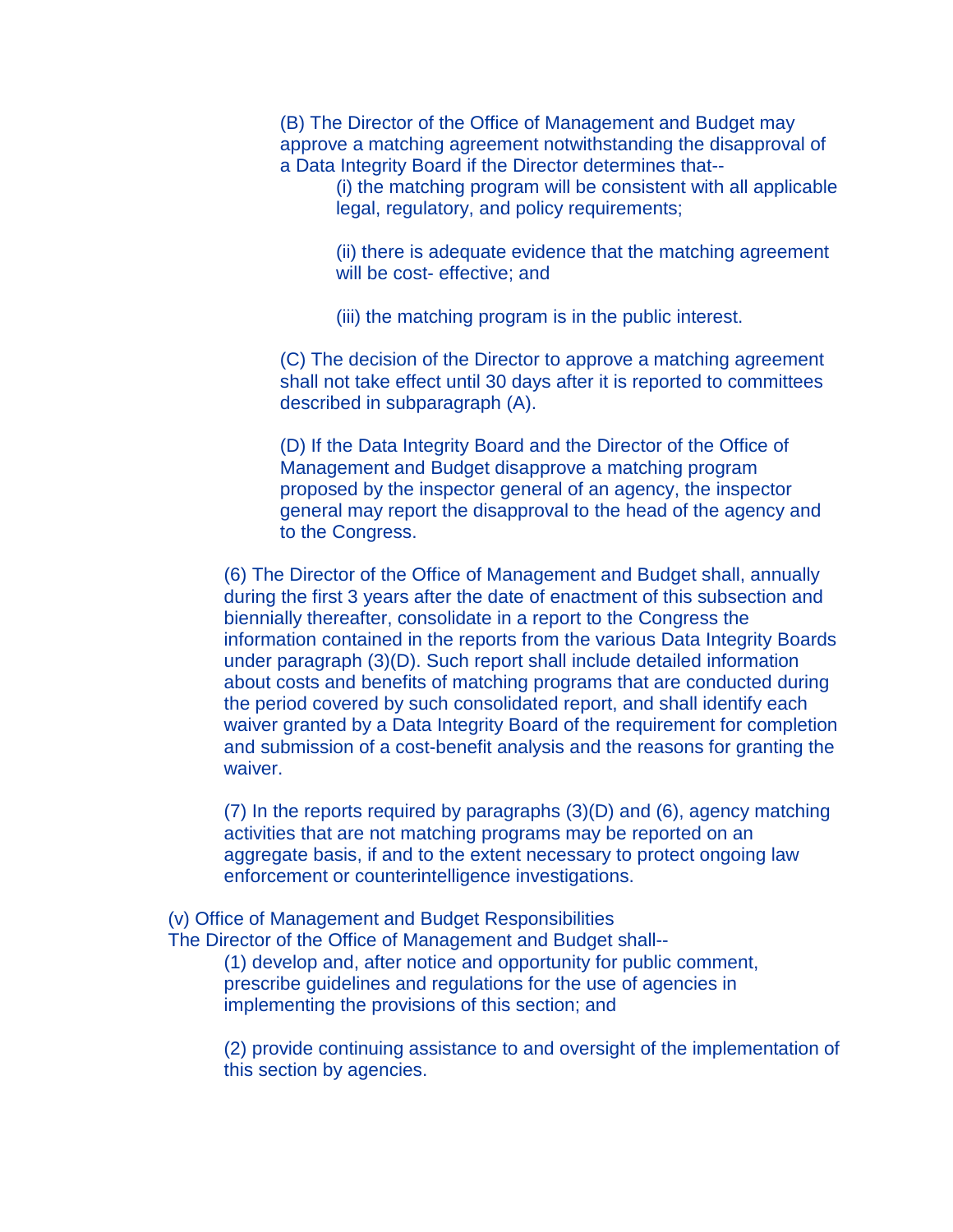(B) The Director of the Office of Management and Budget may approve a matching agreement notwithstanding the disapproval of a Data Integrity Board if the Director determines that--

(i) the matching program will be consistent with all applicable legal, regulatory, and policy requirements;

(ii) there is adequate evidence that the matching agreement will be cost- effective; and

(iii) the matching program is in the public interest.

(C) The decision of the Director to approve a matching agreement shall not take effect until 30 days after it is reported to committees described in subparagraph (A).

(D) If the Data Integrity Board and the Director of the Office of Management and Budget disapprove a matching program proposed by the inspector general of an agency, the inspector general may report the disapproval to the head of the agency and to the Congress.

(6) The Director of the Office of Management and Budget shall, annually during the first 3 years after the date of enactment of this subsection and biennially thereafter, consolidate in a report to the Congress the information contained in the reports from the various Data Integrity Boards under paragraph (3)(D). Such report shall include detailed information about costs and benefits of matching programs that are conducted during the period covered by such consolidated report, and shall identify each waiver granted by a Data Integrity Board of the requirement for completion and submission of a cost-benefit analysis and the reasons for granting the waiver.

(7) In the reports required by paragraphs (3)(D) and (6), agency matching activities that are not matching programs may be reported on an aggregate basis, if and to the extent necessary to protect ongoing law enforcement or counterintelligence investigations.

(v) Office of Management and Budget Responsibilities
The Director of the Office of Management and Budget shall--

(1) develop and, after notice and opportunity for public comment, prescribe guidelines and regulations for the use of agencies in implementing the provisions of this section; and

(2) provide continuing assistance to and oversight of the implementation of this section by agencies.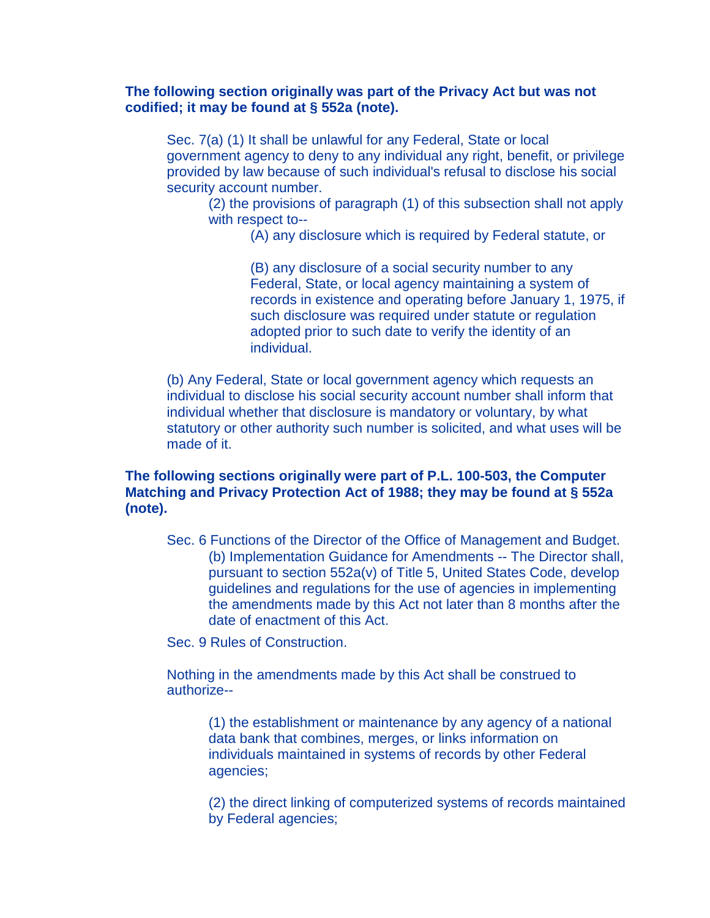**The following section originally was part of the Privacy Act but was not codified; it may be found at § 552a (note).**

Sec. 7(a) (1) It shall be unlawful for any Federal, State or local government agency to deny to any individual any right, benefit, or privilege provided by law because of such individual's refusal to disclose his social security account number.

(2) the provisions of paragraph (1) of this subsection shall not apply with respect to--

(A) any disclosure which is required by Federal statute, or

(B) any disclosure of a social security number to any Federal, State, or local agency maintaining a system of records in existence and operating before January 1, 1975, if such disclosure was required under statute or regulation adopted prior to such date to verify the identity of an individual.

(b) Any Federal, State or local government agency which requests an individual to disclose his social security account number shall inform that individual whether that disclosure is mandatory or voluntary, by what statutory or other authority such number is solicited, and what uses will be made of it.

**The following sections originally were part of P.L. 100-503, the Computer Matching and Privacy Protection Act of 1988; they may be found at § 552a (note).**

Sec. 6 Functions of the Director of the Office of Management and Budget.

(b) Implementation Guidance for Amendments -- The Director shall, pursuant to section 552a(v) of Title 5, United States Code, develop guidelines and regulations for the use of agencies in implementing the amendments made by this Act not later than 8 months after the date of enactment of this Act.

Sec. 9 Rules of Construction.

Nothing in the amendments made by this Act shall be construed to authorize--

(1) the establishment or maintenance by any agency of a national data bank that combines, merges, or links information on individuals maintained in systems of records by other Federal agencies;

(2) the direct linking of computerized systems of records maintained by Federal agencies;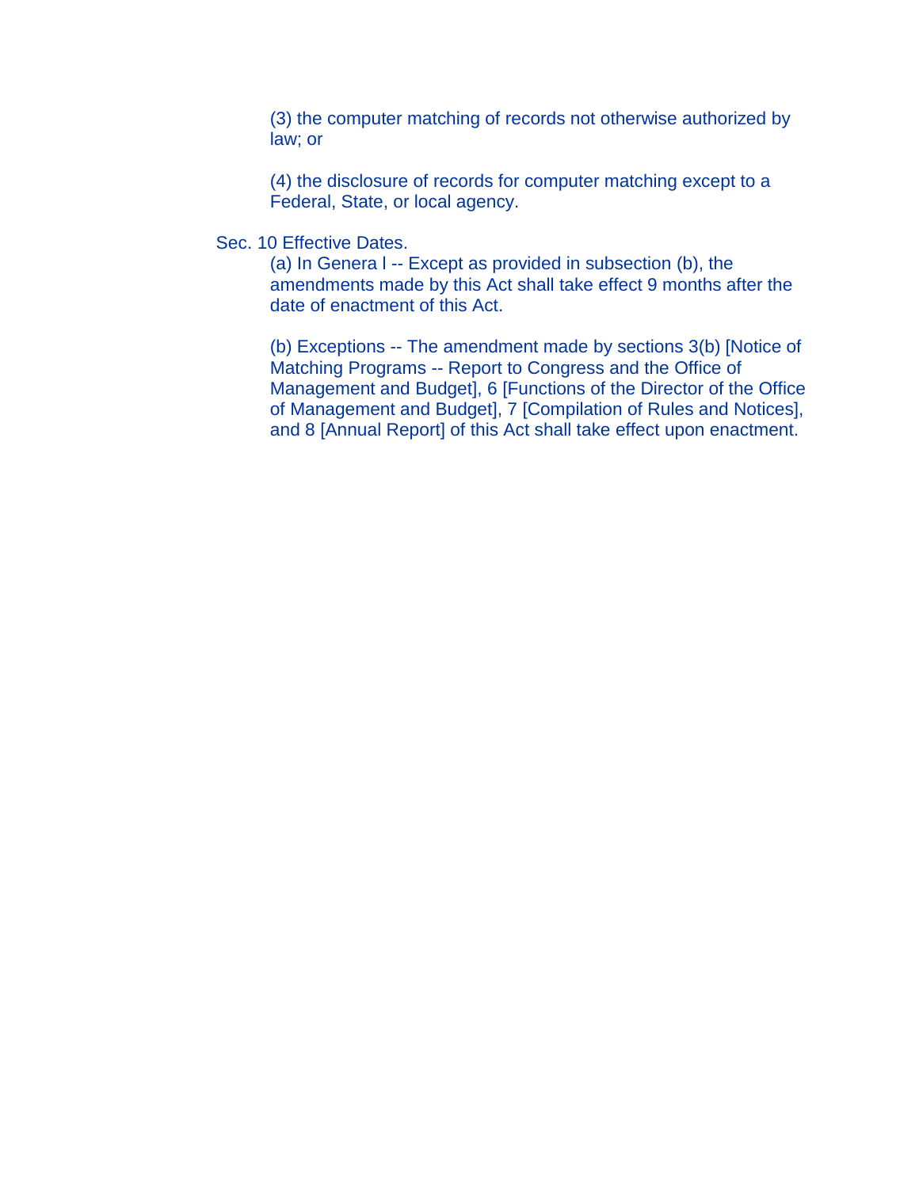(3) the computer matching of records not otherwise authorized by law; or

(4) the disclosure of records for computer matching except to a Federal, State, or local agency.

Sec. 10 Effective Dates.

(a) In Genera l -- Except as provided in subsection (b), the amendments made by this Act shall take effect 9 months after the date of enactment of this Act.

(b) Exceptions -- The amendment made by sections 3(b) [Notice of Matching Programs -- Report to Congress and the Office of Management and Budget], 6 [Functions of the Director of the Office of Management and Budget], 7 [Compilation of Rules and Notices], and 8 [Annual Report] of this Act shall take effect upon enactment.